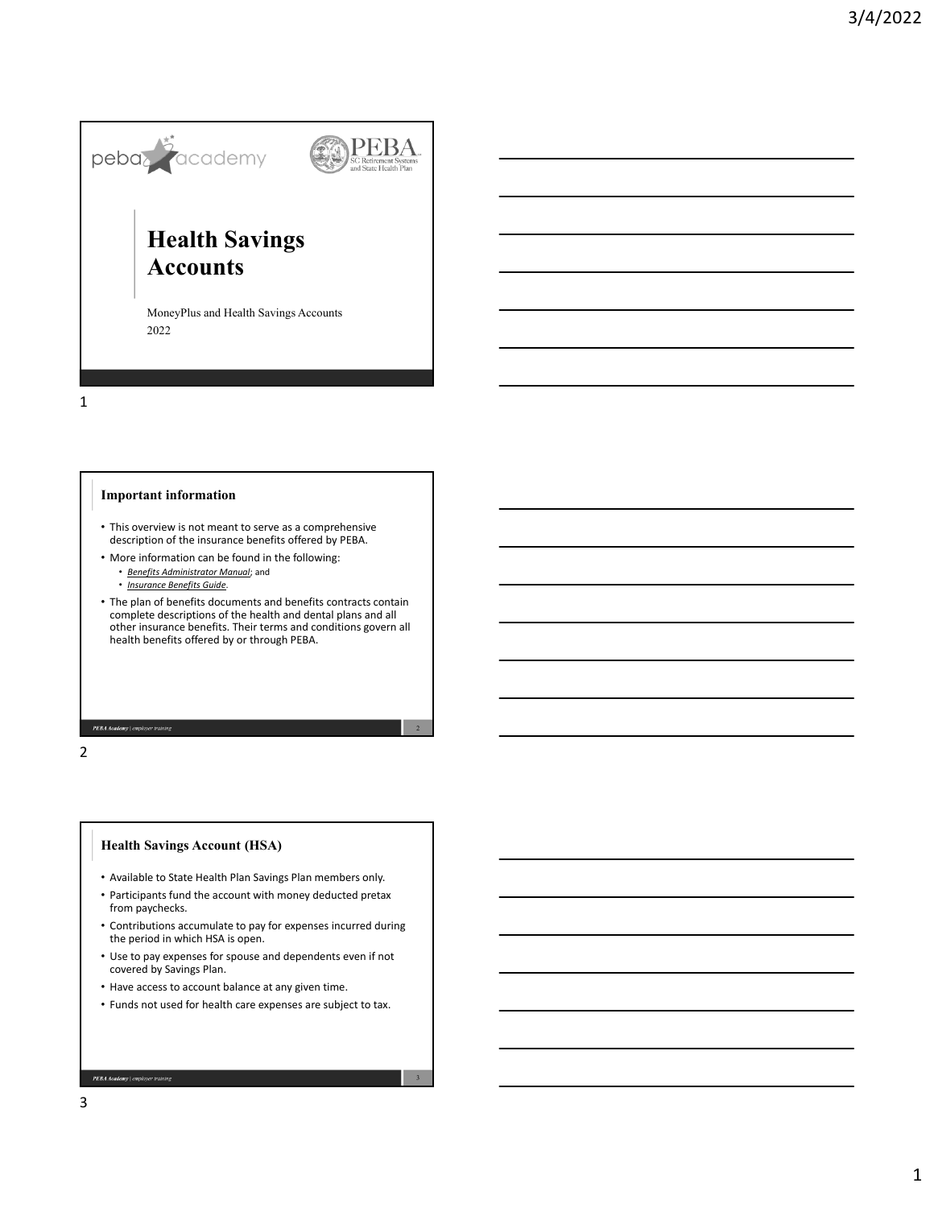# Health Savings Accounts

MoneyPlus and Health Savings Accounts

2022

## Important information

- This overview is not meant to serve as a comprehensive description of the insurance benefits offered by PEBA.
- More information can be found in the following:
  - *Benefits Administrator Manual*; and
  - *Insurance Benefits Guide*.
- The plan of benefits documents and benefits contracts contain complete descriptions of the health and dental plans and all other insurance benefits. Their terms and conditions govern all health benefits offered by or through PEBA.

## Health Savings Account (HSA)

- Available to State Health Plan Savings Plan members only.
- Participants fund the account with money deducted pretax from paychecks.
- Contributions accumulate to pay for expenses incurred during the period in which HSA is open.
- Use to pay expenses for spouse and dependents even if not covered by Savings Plan.
- Have access to account balance at any given time.
- Funds not used for health care expenses are subject to tax.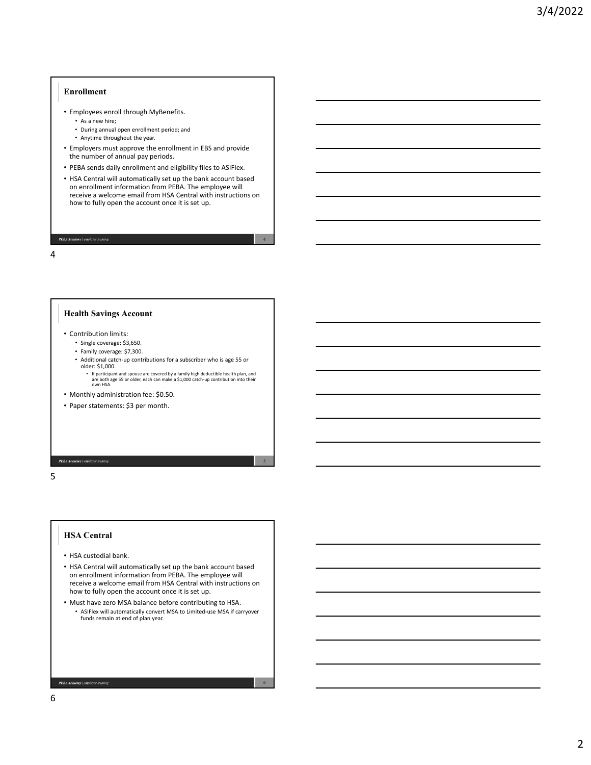## Enrollment

- Employees enroll through MyBenefits.
  - As a new hire;
  - During annual open enrollment period; and
  - Anytime throughout the year.
- Employers must approve the enrollment in EBS and provide the number of annual pay periods.
- PEBA sends daily enrollment and eligibility files to ASIFlex.
- HSA Central will automatically set up the bank account based on enrollment information from PEBA. The employee will receive a welcome email from HSA Central with instructions on how to fully open the account once it is set up.

## Health Savings Account

- Contribution limits:
  - Single coverage: $3,650.
  - Family coverage: $7,300.
  - Additional catch-up contributions for a subscriber who is age 55 or older: $1,000.
    - If participant and spouse are covered by a family high deductible health plan, and are both age 55 or older, each can make a $1,000 catch-up contribution into their own HSA.
- Monthly administration fee: $0.50.
- Paper statements: $3 per month.

## HSA Central

- HSA custodial bank.
- HSA Central will automatically set up the bank account based on enrollment information from PEBA. The employee will receive a welcome email from HSA Central with instructions on how to fully open the account once it is set up.
- Must have zero MSA balance before contributing to HSA.
  - ASIFlex will automatically convert MSA to Limited-use MSA if carryover funds remain at end of plan year.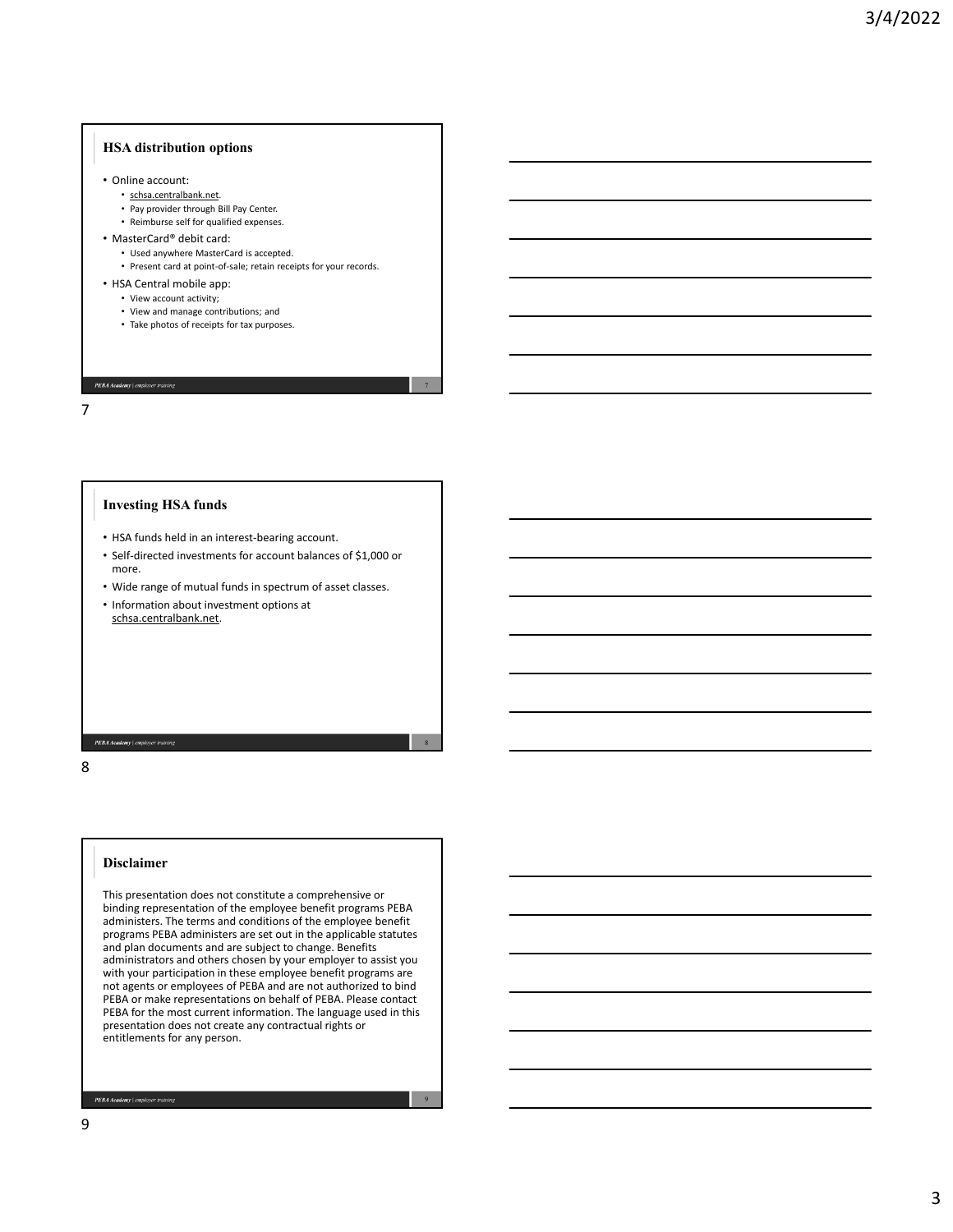## HSA distribution options

- Online account:
  - schsa.centralbank.net.
  - Pay provider through Bill Pay Center.
  - Reimburse self for qualified expenses.
- MasterCard® debit card:
  - Used anywhere MasterCard is accepted.
  - Present card at point-of-sale; retain receipts for your records.
- HSA Central mobile app:
  - View account activity;
  - View and manage contributions; and
  - Take photos of receipts for tax purposes.

## Investing HSA funds

- HSA funds held in an interest-bearing account.
- Self-directed investments for account balances of $1,000 or more.
- Wide range of mutual funds in spectrum of asset classes.
- Information about investment options at schsa.centralbank.net.

## Disclaimer

This presentation does not constitute a comprehensive or binding representation of the employee benefit programs PEBA administers. The terms and conditions of the employee benefit programs PEBA administers are set out in the applicable statutes and plan documents and are subject to change. Benefits administrators and others chosen by your employer to assist you with your participation in these employee benefit programs are not agents or employees of PEBA and are not authorized to bind PEBA or make representations on behalf of PEBA. Please contact PEBA for the most current information. The language used in this presentation does not create any contractual rights or entitlements for any person.